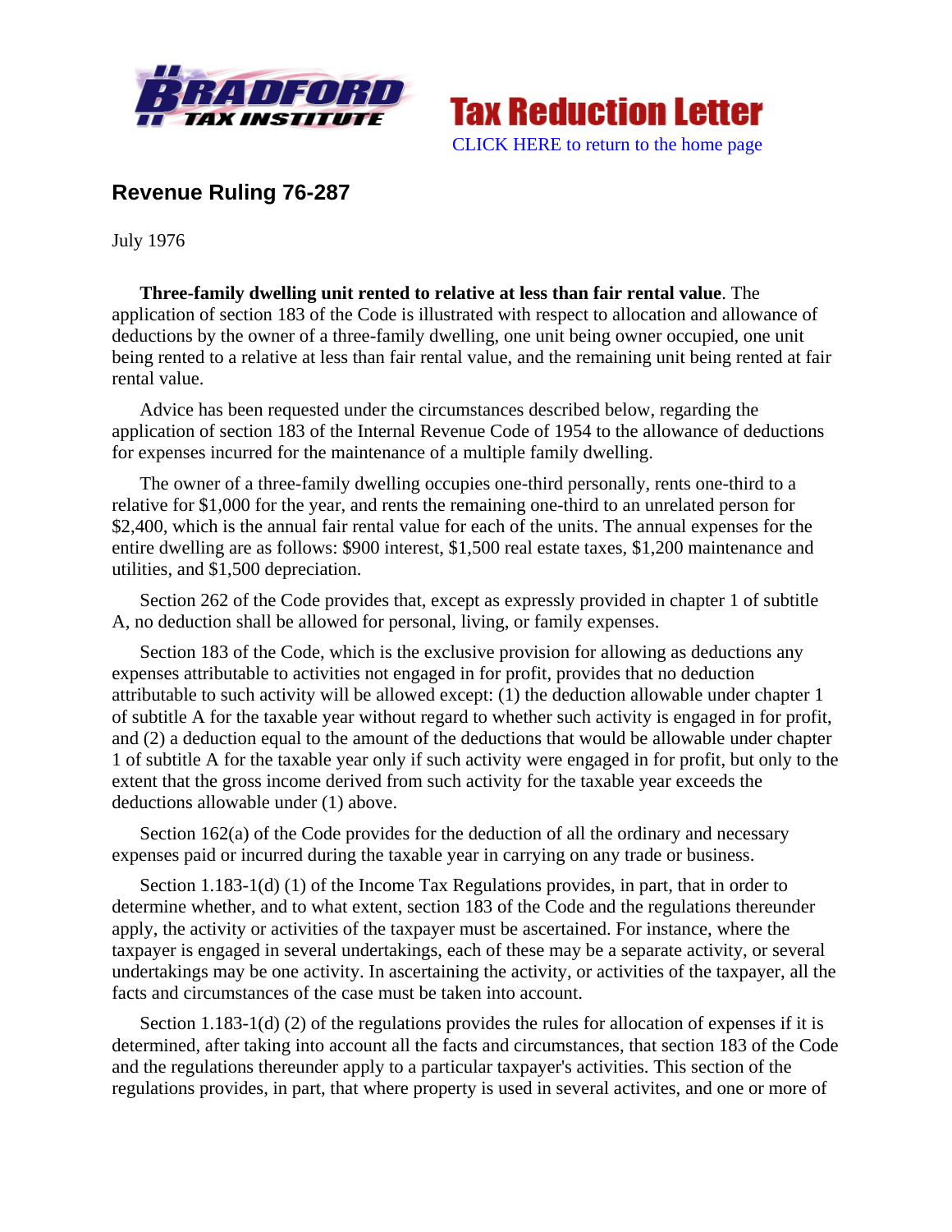# Revenue Ruling 76-287

July 1976

**Three-family dwelling unit rented to relative at less than fair rental value**. The application of section 183 of the Code is illustrated with respect to allocation and allowance of deductions by the owner of a three-family dwelling, one unit being owner occupied, one unit being rented to a relative at less than fair rental value, and the remaining unit being rented at fair rental value.

Advice has been requested under the circumstances described below, regarding the application of section 183 of the Internal Revenue Code of 1954 to the allowance of deductions for expenses incurred for the maintenance of a multiple family dwelling.

The owner of a three-family dwelling occupies one-third personally, rents one-third to a relative for $1,000 for the year, and rents the remaining one-third to an unrelated person for $2,400, which is the annual fair rental value for each of the units. The annual expenses for the entire dwelling are as follows: $900 interest, $1,500 real estate taxes, $1,200 maintenance and utilities, and $1,500 depreciation.

Section 262 of the Code provides that, except as expressly provided in chapter 1 of subtitle A, no deduction shall be allowed for personal, living, or family expenses.

Section 183 of the Code, which is the exclusive provision for allowing as deductions any expenses attributable to activities not engaged in for profit, provides that no deduction attributable to such activity will be allowed except: (1) the deduction allowable under chapter 1 of subtitle A for the taxable year without regard to whether such activity is engaged in for profit, and (2) a deduction equal to the amount of the deductions that would be allowable under chapter 1 of subtitle A for the taxable year only if such activity were engaged in for profit, but only to the extent that the gross income derived from such activity for the taxable year exceeds the deductions allowable under (1) above.

Section 162(a) of the Code provides for the deduction of all the ordinary and necessary expenses paid or incurred during the taxable year in carrying on any trade or business.

Section 1.183-1(d) (1) of the Income Tax Regulations provides, in part, that in order to determine whether, and to what extent, section 183 of the Code and the regulations thereunder apply, the activity or activities of the taxpayer must be ascertained. For instance, where the taxpayer is engaged in several undertakings, each of these may be a separate activity, or several undertakings may be one activity. In ascertaining the activity, or activities of the taxpayer, all the facts and circumstances of the case must be taken into account.

Section 1.183-1(d) (2) of the regulations provides the rules for allocation of expenses if it is determined, after taking into account all the facts and circumstances, that section 183 of the Code and the regulations thereunder apply to a particular taxpayer's activities. This section of the regulations provides, in part, that where property is used in several activites, and one or more of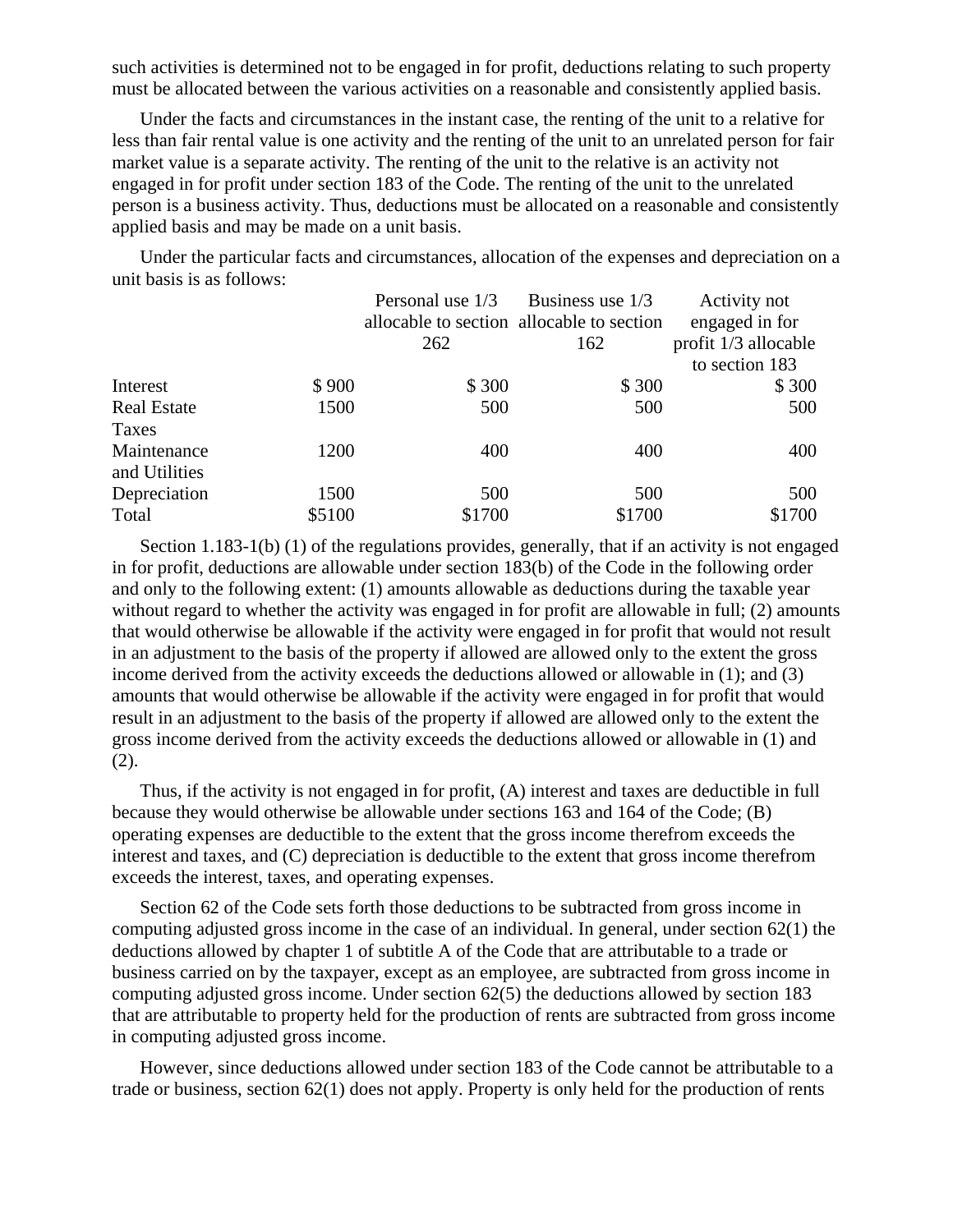such activities is determined not to be engaged in for profit, deductions relating to such property must be allocated between the various activities on a reasonable and consistently applied basis.

Under the facts and circumstances in the instant case, the renting of the unit to a relative for less than fair rental value is one activity and the renting of the unit to an unrelated person for fair market value is a separate activity. The renting of the unit to the relative is an activity not engaged in for profit under section 183 of the Code. The renting of the unit to the unrelated person is a business activity. Thus, deductions must be allocated on a reasonable and consistently applied basis and may be made on a unit basis.

Under the particular facts and circumstances, allocation of the expenses and depreciation on a unit basis is as follows:

| | | Personal use 1/3 allocable to section 262 | Business use 1/3 allocable to section 162 | Activity not engaged in for profit 1/3 allocable to section 183 |
|---|---|---|---|---|
| Interest | $ 900 | $ 300 | $ 300 | $ 300 |
| Real Estate Taxes | 1500 | 500 | 500 | 500 |
| Maintenance and Utilities | 1200 | 400 | 400 | 400 |
| Depreciation | 1500 | 500 | 500 | 500 |
| Total | $5100 | $1700 | $1700 | $1700 |

Section 1.183-1(b) (1) of the regulations provides, generally, that if an activity is not engaged in for profit, deductions are allowable under section 183(b) of the Code in the following order and only to the following extent: (1) amounts allowable as deductions during the taxable year without regard to whether the activity was engaged in for profit are allowable in full; (2) amounts that would otherwise be allowable if the activity were engaged in for profit that would not result in an adjustment to the basis of the property if allowed are allowed only to the extent the gross income derived from the activity exceeds the deductions allowed or allowable in (1); and (3) amounts that would otherwise be allowable if the activity were engaged in for profit that would result in an adjustment to the basis of the property if allowed are allowed only to the extent the gross income derived from the activity exceeds the deductions allowed or allowable in (1) and (2).

Thus, if the activity is not engaged in for profit, (A) interest and taxes are deductible in full because they would otherwise be allowable under sections 163 and 164 of the Code; (B) operating expenses are deductible to the extent that the gross income therefrom exceeds the interest and taxes, and (C) depreciation is deductible to the extent that gross income therefrom exceeds the interest, taxes, and operating expenses.

Section 62 of the Code sets forth those deductions to be subtracted from gross income in computing adjusted gross income in the case of an individual. In general, under section 62(1) the deductions allowed by chapter 1 of subtitle A of the Code that are attributable to a trade or business carried on by the taxpayer, except as an employee, are subtracted from gross income in computing adjusted gross income. Under section 62(5) the deductions allowed by section 183 that are attributable to property held for the production of rents are subtracted from gross income in computing adjusted gross income.

However, since deductions allowed under section 183 of the Code cannot be attributable to a trade or business, section 62(1) does not apply. Property is only held for the production of rents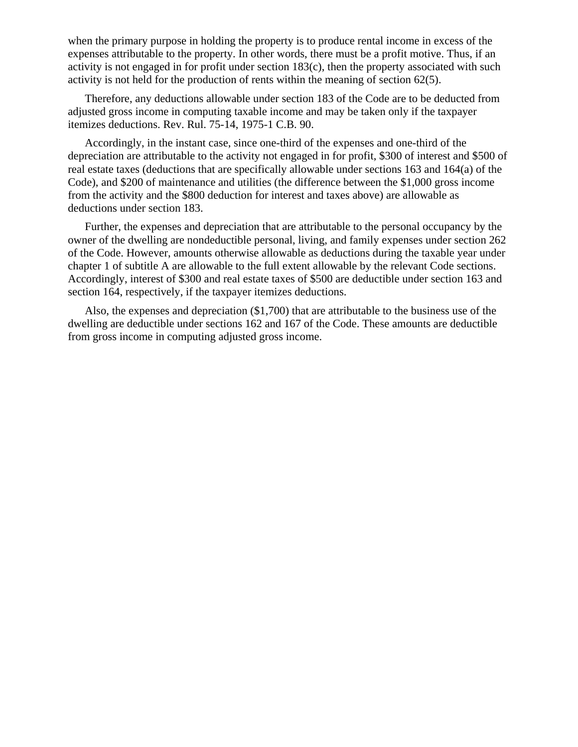when the primary purpose in holding the property is to produce rental income in excess of the expenses attributable to the property. In other words, there must be a profit motive. Thus, if an activity is not engaged in for profit under section 183(c), then the property associated with such activity is not held for the production of rents within the meaning of section 62(5).

Therefore, any deductions allowable under section 183 of the Code are to be deducted from adjusted gross income in computing taxable income and may be taken only if the taxpayer itemizes deductions. Rev. Rul. 75-14, 1975-1 C.B. 90.

Accordingly, in the instant case, since one-third of the expenses and one-third of the depreciation are attributable to the activity not engaged in for profit, $300 of interest and $500 of real estate taxes (deductions that are specifically allowable under sections 163 and 164(a) of the Code), and $200 of maintenance and utilities (the difference between the $1,000 gross income from the activity and the $800 deduction for interest and taxes above) are allowable as deductions under section 183.

Further, the expenses and depreciation that are attributable to the personal occupancy by the owner of the dwelling are nondeductible personal, living, and family expenses under section 262 of the Code. However, amounts otherwise allowable as deductions during the taxable year under chapter 1 of subtitle A are allowable to the full extent allowable by the relevant Code sections. Accordingly, interest of $300 and real estate taxes of $500 are deductible under section 163 and section 164, respectively, if the taxpayer itemizes deductions.

Also, the expenses and depreciation ($1,700) that are attributable to the business use of the dwelling are deductible under sections 162 and 167 of the Code. These amounts are deductible from gross income in computing adjusted gross income.